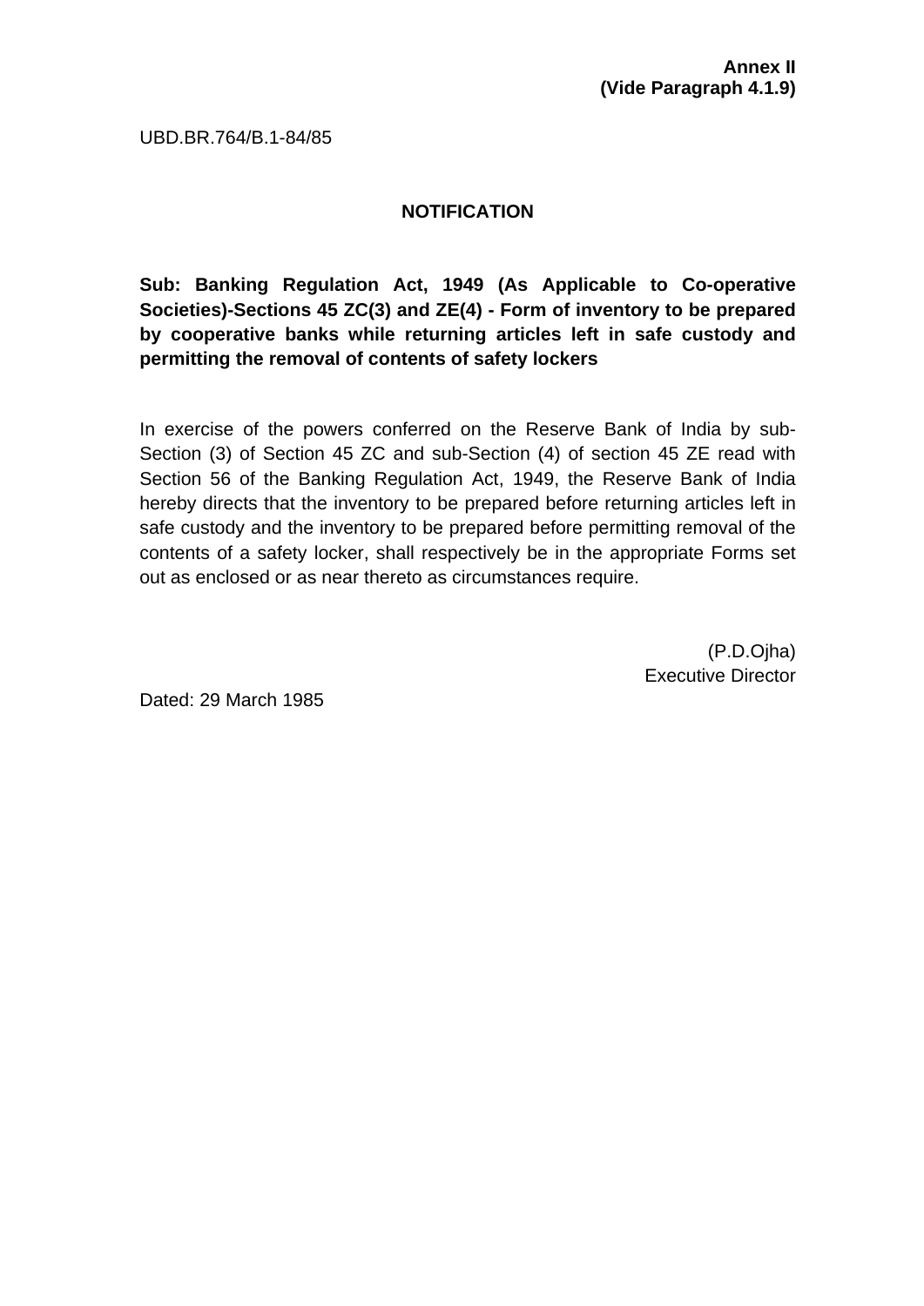**Annex II**
**(Vide Paragraph 4.1.9)**

UBD.BR.764/B.1-84/85

## NOTIFICATION

**Sub: Banking Regulation Act, 1949 (As Applicable to Co-operative Societies)-Sections 45 ZC(3) and ZE(4) - Form of inventory to be prepared by cooperative banks while returning articles left in safe custody and permitting the removal of contents of safety lockers**

In exercise of the powers conferred on the Reserve Bank of India by sub-Section (3) of Section 45 ZC and sub-Section (4) of section 45 ZE read with Section 56 of the Banking Regulation Act, 1949, the Reserve Bank of India hereby directs that the inventory to be prepared before returning articles left in safe custody and the inventory to be prepared before permitting removal of the contents of a safety locker, shall respectively be in the appropriate Forms set out as enclosed or as near thereto as circumstances require.

(P.D.Ojha)
Executive Director

Dated: 29 March 1985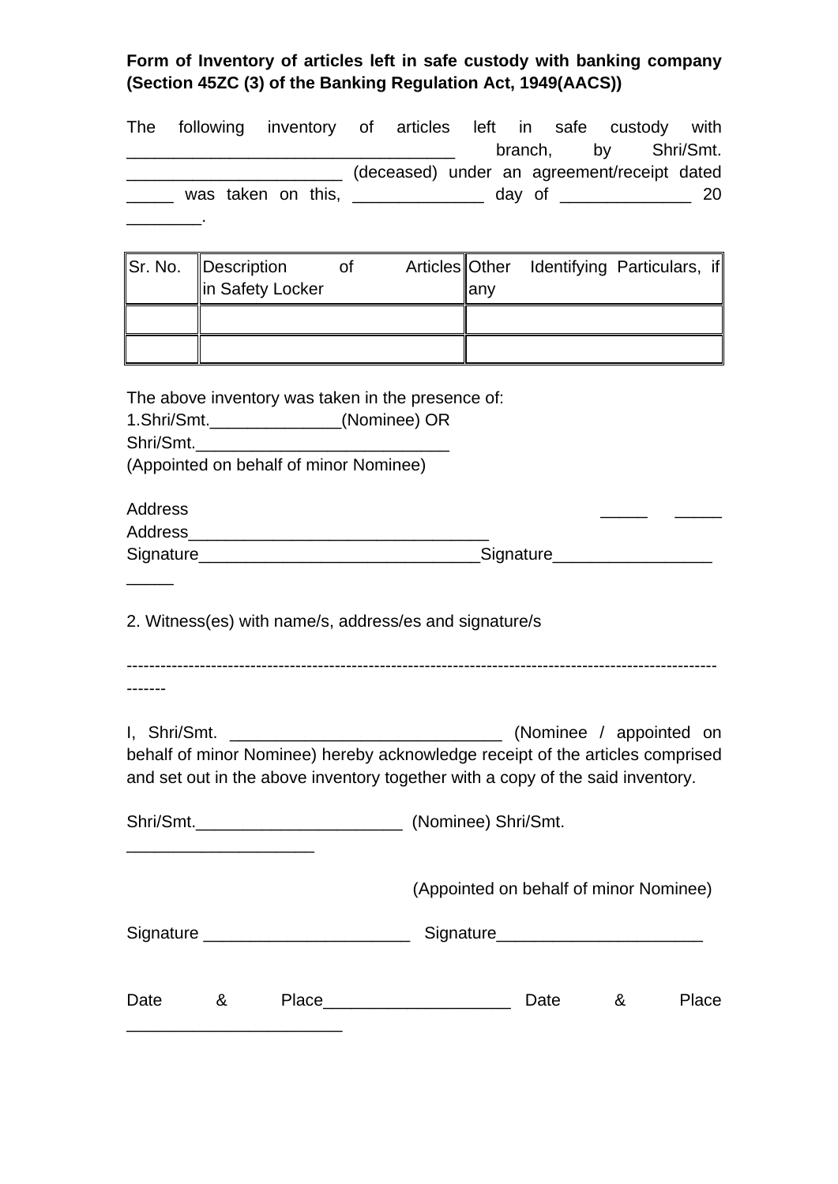**Form of Inventory of articles left in safe custody with banking company (Section 45ZC (3) of the Banking Regulation Act, 1949(AACS))**

The following inventory of articles left in safe custody with __________________________________ branch, by Shri/Smt. ______________________ (deceased) under an agreement/receipt dated _____ was taken on this, ______________ day of ______________ 20 ________.

| Sr. No. | Description of Articles in Safety Locker | Other Identifying Particulars, if any |
|---|---|---|
| | | |
| | | |

The above inventory was taken in the presence of:
1.Shri/Smt.______________(Nominee) OR
Shri/Smt.___________________________
(Appointed on behalf of minor Nominee)

Address _____ _____
Address________________________________
Signature______________________________Signature_________________
_____

2. Witness(es) with name/s, address/es and signature/s

-------------------------------------------------------------------------------------------------------------

I, Shri/Smt. _____________________________ (Nominee / appointed on behalf of minor Nominee) hereby acknowledge receipt of the articles comprised and set out in the above inventory together with a copy of the said inventory.

Shri/Smt.______________________ (Nominee) Shri/Smt. ____________________

(Appointed on behalf of minor Nominee)

Signature ______________________ Signature______________________

Date & Place___________________ Date & Place _______________________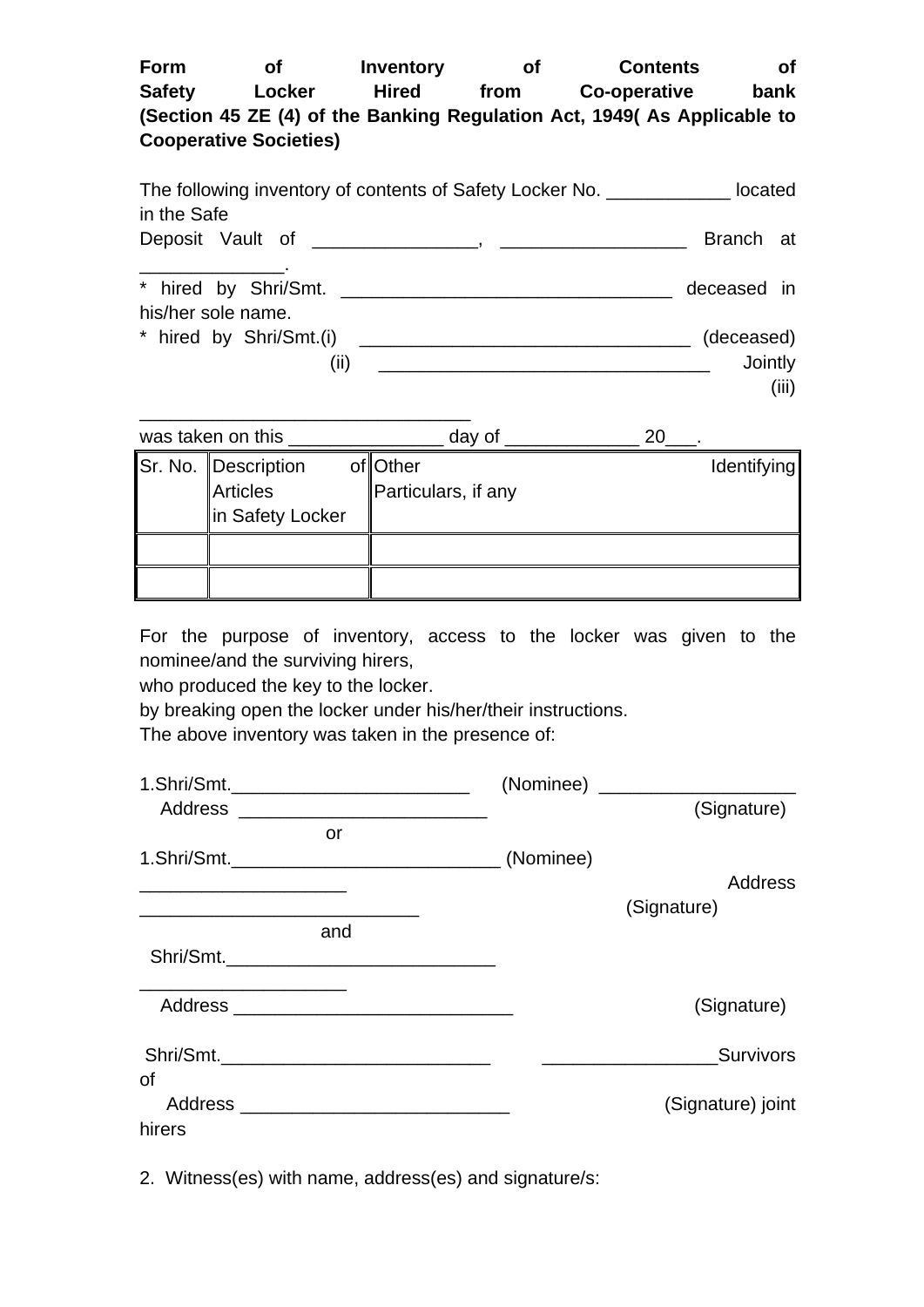**Form of Inventory of Contents of Safety Locker Hired from Co-operative bank (Section 45 ZE (4) of the Banking Regulation Act, 1949( As Applicable to Cooperative Societies)**

The following inventory of contents of Safety Locker No. ____________ located in the Safe Deposit Vault of ________________, __________________ Branch at ______________.

* hired by Shri/Smt. ________________________________ deceased in his/her sole name.

* hired by Shri/Smt.(i) ________________________________ (deceased)
(ii) ________________________________ Jointly
(iii) ________________________________

was taken on this _______________ day of _____________ 20___.

| Sr. No. | Description of Articles in Safety Locker | Other Identifying Particulars, if any |
|---|---|---|
| | | |
| | | |

For the purpose of inventory, access to the locker was given to the nominee/and the surviving hirers,

who produced the key to the locker.

by breaking open the locker under his/her/their instructions.

The above inventory was taken in the presence of:

1.Shri/Smt.________________________ (Nominee) ___________________
Address ________________________ (Signature)

or

1.Shri/Smt.__________________________ (Nominee)
____________________ Address
___________________________ (Signature)

and

Shri/Smt.__________________________
____________________
Address ___________________________ (Signature)

Shri/Smt.__________________________ _________________Survivors of
Address __________________________ (Signature) joint hirers

2. Witness(es) with name, address(es) and signature/s: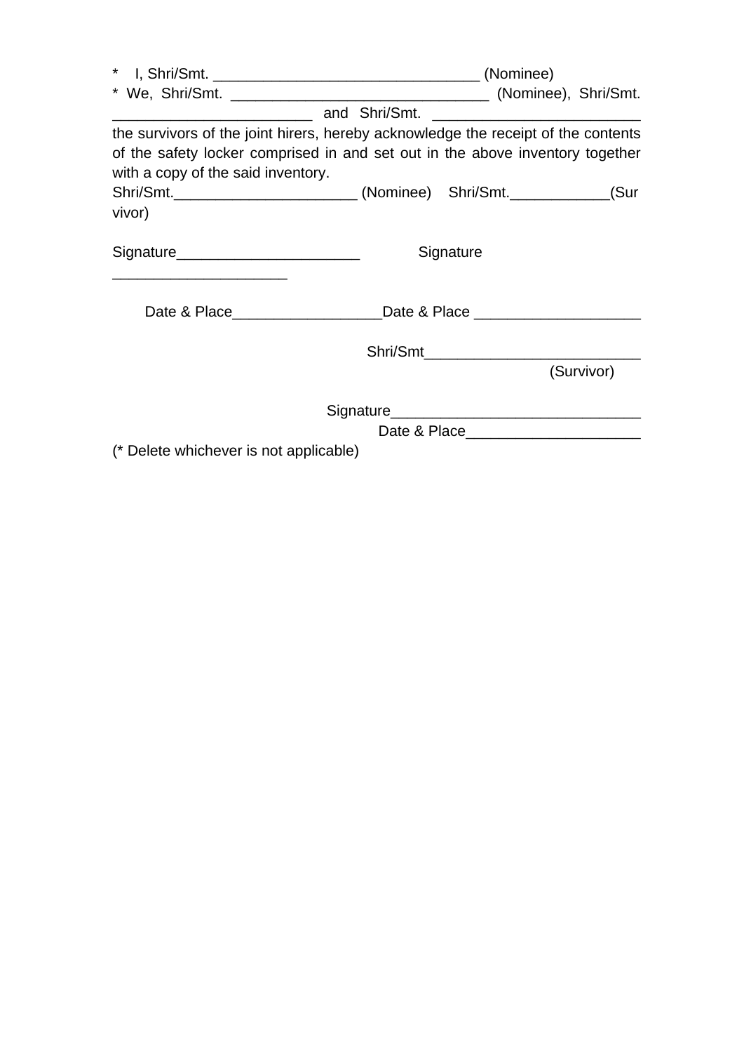\*  I, Shri/Smt. _________________________________ (Nominee)

\*  We, Shri/Smt. ________________________________ (Nominee), Shri/Smt. ________________________ and Shri/Smt. __________________________ the survivors of the joint hirers, hereby acknowledge the receipt of the contents of the safety locker comprised in and set out in the above inventory together with a copy of the said inventory.

Shri/Smt.______________________ (Nominee)    Shri/Smt.____________(Survivor)

Signature______________________    Signature _____________________

Date & Place__________________Date & Place ____________________

Shri/Smt___________________________
(Survivor)

Signature______________________________
Date & Place_____________________

(* Delete whichever is not applicable)